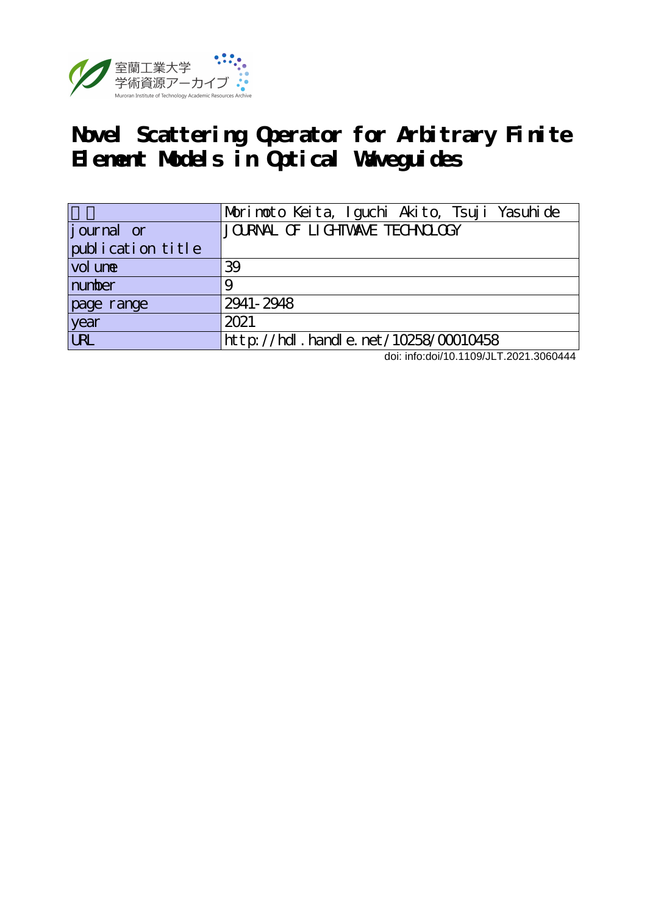室蘭工業大学
学術資源アーカイブ
Muroran Institute of Technology Academic Resources Archive

# Novel Scattering Operator for Arbitrary Finite Element Models in Optical Waveguides

| 著者 | Morimoto Keita, Iguchi Akito, Tsuji Yasuhide |
|---|---|
| journal or publication title | JOURNAL OF LIGHTWAVE TECHNOLOGY |
| volume | 39 |
| number | 9 |
| page range | 2941-2948 |
| year | 2021 |
| URL | http://hdl.handle.net/10258/00010458 |

doi: info:doi/10.1109/JLT.2021.3060444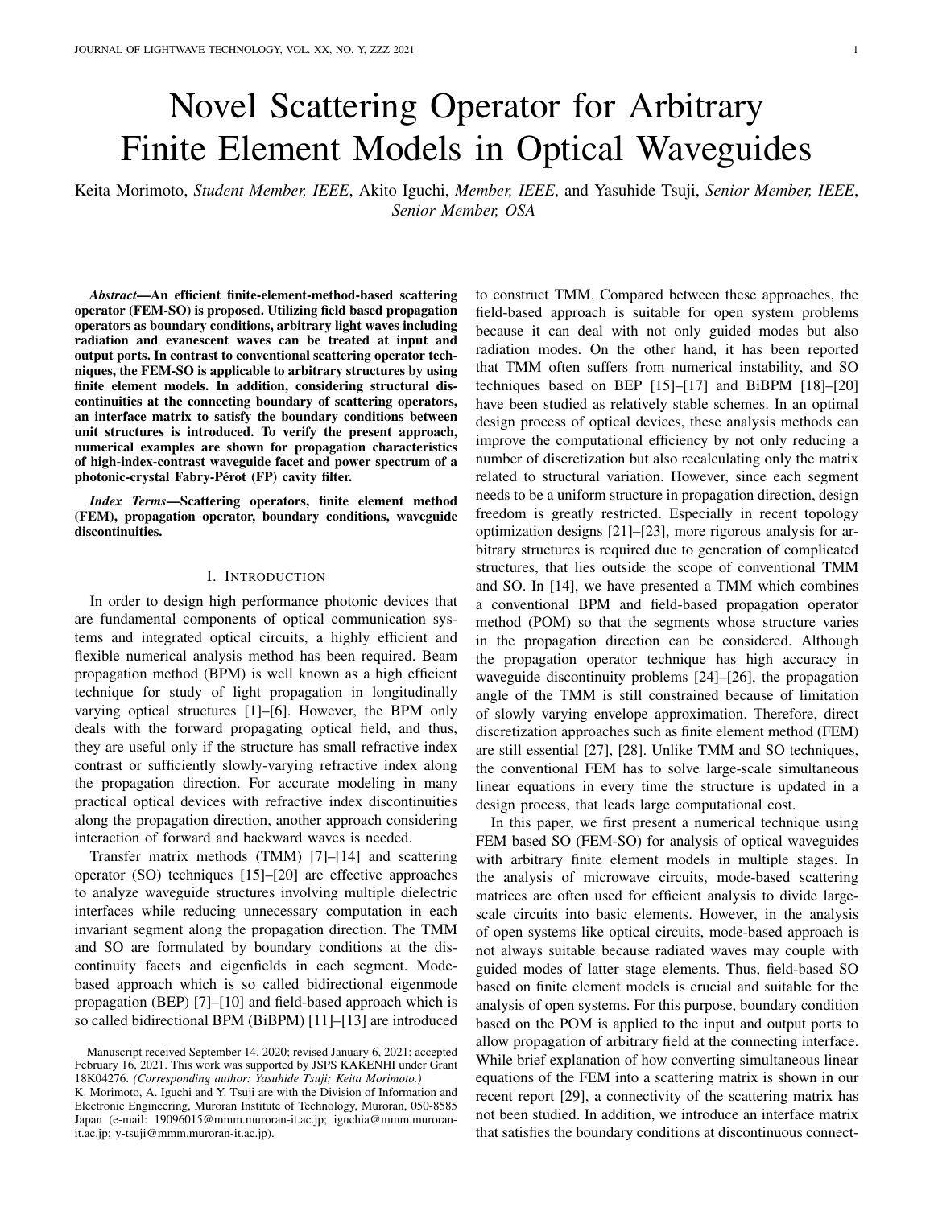# Novel Scattering Operator for Arbitrary Finite Element Models in Optical Waveguides

Keita Morimoto, *Student Member, IEEE*, Akito Iguchi, *Member, IEEE*, and Yasuhide Tsuji, *Senior Member, IEEE*, *Senior Member, OSA*

***Abstract*—An efficient finite-element-method-based scattering operator (FEM-SO) is proposed. Utilizing field based propagation operators as boundary conditions, arbitrary light waves including radiation and evanescent waves can be treated at input and output ports. In contrast to conventional scattering operator techniques, the FEM-SO is applicable to arbitrary structures by using finite element models. In addition, considering structural discontinuities at the connecting boundary of scattering operators, an interface matrix to satisfy the boundary conditions between unit structures is introduced. To verify the present approach, numerical examples are shown for propagation characteristics of high-index-contrast waveguide facet and power spectrum of a photonic-crystal Fabry-Pérot (FP) cavity filter.**

***Index Terms*—Scattering operators, finite element method (FEM), propagation operator, boundary conditions, waveguide discontinuities.**

## I. Introduction

In order to design high performance photonic devices that are fundamental components of optical communication systems and integrated optical circuits, a highly efficient and flexible numerical analysis method has been required. Beam propagation method (BPM) is well known as a high efficient technique for study of light propagation in longitudinally varying optical structures [1]–[6]. However, the BPM only deals with the forward propagating optical field, and thus, they are useful only if the structure has small refractive index contrast or sufficiently slowly-varying refractive index along the propagation direction. For accurate modeling in many practical optical devices with refractive index discontinuities along the propagation direction, another approach considering interaction of forward and backward waves is needed.

Transfer matrix methods (TMM) [7]–[14] and scattering operator (SO) techniques [15]–[20] are effective approaches to analyze waveguide structures involving multiple dielectric interfaces while reducing unnecessary computation in each invariant segment along the propagation direction. The TMM and SO are formulated by boundary conditions at the discontinuity facets and eigenfields in each segment. Mode-based approach which is so called bidirectional eigenmode propagation (BEP) [7]–[10] and field-based approach which is so called bidirectional BPM (BiBPM) [11]–[13] are introduced to construct TMM. Compared between these approaches, the field-based approach is suitable for open system problems because it can deal with not only guided modes but also radiation modes. On the other hand, it has been reported that TMM often suffers from numerical instability, and SO techniques based on BEP [15]–[17] and BiBPM [18]–[20] have been studied as relatively stable schemes. In an optimal design process of optical devices, these analysis methods can improve the computational efficiency by not only reducing a number of discretization but also recalculating only the matrix related to structural variation. However, since each segment needs to be a uniform structure in propagation direction, design freedom is greatly restricted. Especially in recent topology optimization designs [21]–[23], more rigorous analysis for arbitrary structures is required due to generation of complicated structures, that lies outside the scope of conventional TMM and SO. In [14], we have presented a TMM which combines a conventional BPM and field-based propagation operator method (POM) so that the segments whose structure varies in the propagation direction can be considered. Although the propagation operator technique has high accuracy in waveguide discontinuity problems [24]–[26], the propagation angle of the TMM is still constrained because of limitation of slowly varying envelope approximation. Therefore, direct discretization approaches such as finite element method (FEM) are still essential [27], [28]. Unlike TMM and SO techniques, the conventional FEM has to solve large-scale simultaneous linear equations in every time the structure is updated in a design process, that leads large computational cost.

In this paper, we first present a numerical technique using FEM based SO (FEM-SO) for analysis of optical waveguides with arbitrary finite element models in multiple stages. In the analysis of microwave circuits, mode-based scattering matrices are often used for efficient analysis to divide large-scale circuits into basic elements. However, in the analysis of open systems like optical circuits, mode-based approach is not always suitable because radiated waves may couple with guided modes of latter stage elements. Thus, field-based SO based on finite element models is crucial and suitable for the analysis of open systems. For this purpose, boundary condition based on the POM is applied to the input and output ports to allow propagation of arbitrary field at the connecting interface. While brief explanation of how converting simultaneous linear equations of the FEM into a scattering matrix is shown in our recent report [29], a connectivity of the scattering matrix has not been studied. In addition, we introduce an interface matrix that satisfies the boundary conditions at discontinuous connect-

Manuscript received September 14, 2020; revised January 6, 2021; accepted February 16, 2021. This work was supported by JSPS KAKENHI under Grant 18K04276. *(Corresponding author: Yasuhide Tsuji; Keita Morimoto.)*

K. Morimoto, A. Iguchi and Y. Tsuji are with the Division of Information and Electronic Engineering, Muroran Institute of Technology, Muroran, 050-8585 Japan (e-mail: 19096015@mmm.muroran-it.ac.jp; iguchia@mmm.muroran-it.ac.jp; y-tsuji@mmm.muroran-it.ac.jp).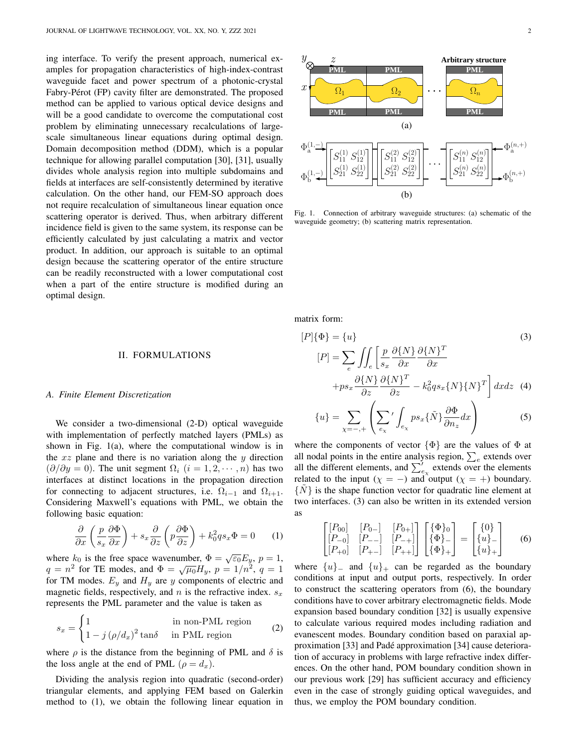ing interface. To verify the present approach, numerical examples for propagation characteristics of high-index-contrast waveguide facet and power spectrum of a photonic-crystal Fabry-Pérot (FP) cavity filter are demonstrated. The proposed method can be applied to various optical device designs and will be a good candidate to overcome the computational cost problem by eliminating unnecessary recalculations of large-scale simultaneous linear equations during optimal design. Domain decomposition method (DDM), which is a popular technique for allowing parallel computation [30], [31], usually divides whole analysis region into multiple subdomains and fields at interfaces are self-consistently determined by iterative calculation. On the other hand, our FEM-SO approach does not require recalculation of simultaneous linear equation once scattering operator is derived. Thus, when arbitrary different incidence field is given to the same system, its response can be efficiently calculated by just calculating a matrix and vector product. In addition, our approach is suitable to an optimal design because the scattering operator of the entire structure can be readily reconstructed with a lower computational cost when a part of the entire structure is modified during an optimal design.

Fig. 1. Connection of arbitrary waveguide structures: (a) schematic of the waveguide geometry; (b) scattering matrix representation.

## II. FORMULATIONS

### A. Finite Element Discretization

We consider a two-dimensional (2-D) optical waveguide with implementation of perfectly matched layers (PMLs) as shown in Fig. 1(a), where the computational window is in the $xz$ plane and there is no variation along the $y$ direction $(\partial/\partial y = 0)$. The unit segment $\Omega_i$ $(i = 1, 2, \cdots, n)$ has two interfaces at distinct locations in the propagation direction for connecting to adjacent structures, i.e. $\Omega_{i-1}$ and $\Omega_{i+1}$. Considering Maxwell's equations with PML, we obtain the following basic equation:

$$\frac{\partial}{\partial x}\left(\frac{p}{s_x}\frac{\partial \Phi}{\partial x}\right) + s_x\frac{\partial}{\partial z}\left(p\frac{\partial \Phi}{\partial z}\right) + k_0^2 q s_x \Phi = 0 \quad (1)$$

where $k_0$ is the free space wavenumber, $\Phi = \sqrt{\varepsilon_0}E_y$, $p = 1$, $q = n^2$ for TE modes, and $\Phi = \sqrt{\mu_0}H_y$, $p = 1/n^2$, $q = 1$ for TM modes. $E_y$ and $H_y$ are $y$ components of electric and magnetic fields, respectively, and $n$ is the refractive index. $s_x$ represents the PML parameter and the value is taken as

$$s_x = \begin{cases} 1 & \text{in non-PML region} \\ 1 - j\left(\rho/d_x\right)^2 \tan\delta & \text{in PML region} \end{cases} \quad (2)$$

where $\rho$ is the distance from the beginning of PML and $\delta$ is the loss angle at the end of PML $(\rho = d_x)$.

Dividing the analysis region into quadratic (second-order) triangular elements, and applying FEM based on Galerkin method to (1), we obtain the following linear equation in matrix form:

$$[P]\{\Phi\} = \{u\} \quad (3)$$

$$[P] = \sum_e \iint_e \left[\frac{p}{s_x}\frac{\partial\{N\}}{\partial x}\frac{\partial\{N\}^T}{\partial x} + p s_x \frac{\partial\{N\}}{\partial z}\frac{\partial\{N\}^T}{\partial z} - k_0^2 q s_x \{N\}\{N\}^T\right] dxdz \quad (4)$$

$$\{u\} = \sum_{\chi=-,+}\left(\sum_{e_\chi}{}' \int_{e_\chi} p s_x \{\tilde{N}\}\frac{\partial \Phi}{\partial n_z}dx\right) \quad (5)$$

where the components of vector $\{\Phi\}$ are the values of $\Phi$ at all nodal points in the entire analysis region, $\sum_e$ extends over all the different elements, and $\sum_{e_\chi}'$ extends over the elements related to the input $(\chi = -)$ and output $(\chi = +)$ boundary. $\{\tilde{N}\}$ is the shape function vector for quadratic line element at two interfaces. (3) can also be written in its extended version as

$$\begin{bmatrix} [P_{00}] & [P_{0-}] & [P_{0+}] \\ [P_{-0}] & [P_{--}] & [P_{-+}] \\ [P_{+0}] & [P_{+-}] & [P_{++}] \end{bmatrix} \begin{bmatrix} \{\Phi\}_0 \\ \{\Phi\}_- \\ \{\Phi\}_+ \end{bmatrix} = \begin{bmatrix} \{0\} \\ \{u\}_- \\ \{u\}_+ \end{bmatrix} \quad (6)$$

where $\{u\}_-$ and $\{u\}_+$ can be regarded as the boundary conditions at input and output ports, respectively. In order to construct the scattering operators from (6), the boundary conditions have to cover arbitrary electromagnetic fields. Mode expansion based boundary condition [32] is usually expensive to calculate various required modes including radiation and evanescent modes. Boundary condition based on paraxial approximation [33] and Padé approximation [34] cause deterioration of accuracy in problems with large refractive index differences. On the other hand, POM boundary condition shown in our previous work [29] has sufficient accuracy and efficiency even in the case of strongly guiding optical waveguides, and thus, we employ the POM boundary condition.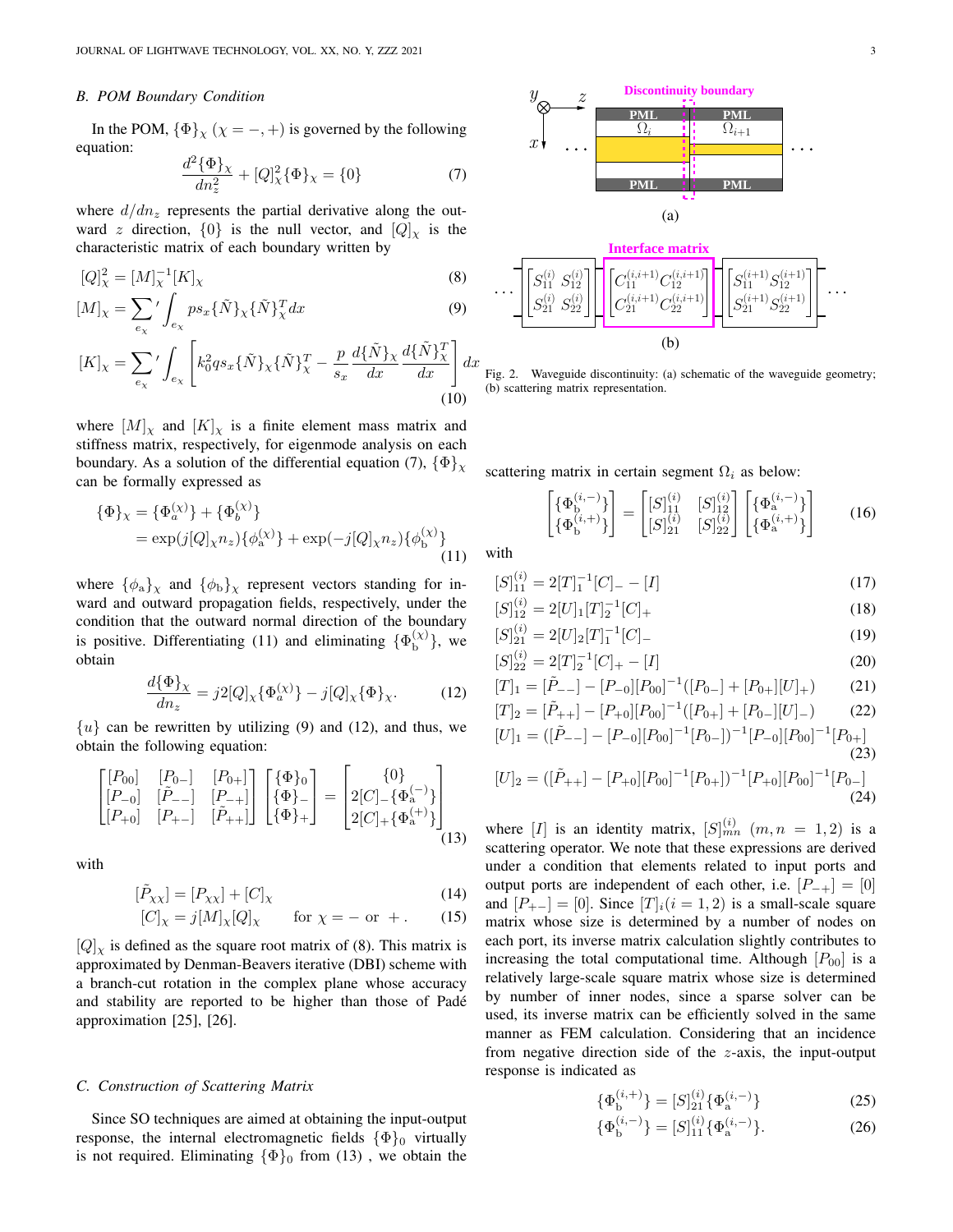### B. POM Boundary Condition

In the POM, $\{\Phi\}_\chi$ $(\chi = -, +)$ is governed by the following equation:

$$\frac{d^2\{\Phi\}_\chi}{dn_z^2} + [Q]_\chi^2\{\Phi\}_\chi = \{0\} \tag{7}$$

where $d/dn_z$ represents the partial derivative along the outward $z$ direction, $\{0\}$ is the null vector, and $[Q]_\chi$ is the characteristic matrix of each boundary written by

$$[Q]_\chi^2 = [M]_\chi^{-1}[K]_\chi \tag{8}$$

$$[M]_\chi = {\sum_{e_\chi}}' \int_{e_\chi} p s_x \{\tilde{N}\}_\chi \{\tilde{N}\}_\chi^T dx \tag{9}$$

$$[K]_\chi = {\sum_{e_\chi}}' \int_{e_\chi} \left[ k_0^2 q s_x \{\tilde{N}\}_\chi \{\tilde{N}\}_\chi^T - \frac{p}{s_x}\frac{d\{\tilde{N}\}_\chi}{dx}\frac{d\{\tilde{N}\}_\chi^T}{dx} \right] dx \tag{10}$$

where $[M]_\chi$ and $[K]_\chi$ is a finite element mass matrix and stiffness matrix, respectively, for eigenmode analysis on each boundary. As a solution of the differential equation (7), $\{\Phi\}_\chi$ can be formally expressed as

$$\begin{aligned}\{\Phi\}_\chi &= \{\Phi_a^{(\chi)}\} + \{\Phi_b^{(\chi)}\} \\ &= \exp(j[Q]_\chi n_z)\{\phi_a^{(\chi)}\} + \exp(-j[Q]_\chi n_z)\{\phi_b^{(\chi)}\}\end{aligned} \tag{11}$$

where $\{\phi_a\}_\chi$ and $\{\phi_b\}_\chi$ represent vectors standing for inward and outward propagation fields, respectively, under the condition that the outward normal direction of the boundary is positive. Differentiating (11) and eliminating $\{\Phi_b^{(\chi)}\}$, we obtain

$$\frac{d\{\Phi\}_\chi}{dn_z} = j2[Q]_\chi\{\Phi_a^{(\chi)}\} - j[Q]_\chi\{\Phi\}_\chi. \tag{12}$$

$\{u\}$ can be rewritten by utilizing (9) and (12), and thus, we obtain the following equation:

$$\begin{bmatrix} [P_{00}] & [P_{0-}] & [P_{0+}] \\ [P_{-0}] & [\tilde{P}_{--}] & [P_{-+}] \\ [P_{+0}] & [P_{+-}] & [\tilde{P}_{++}] \end{bmatrix} \begin{bmatrix} \{\Phi\}_0 \\ \{\Phi\}_- \\ \{\Phi\}_+ \end{bmatrix} = \begin{bmatrix} \{0\} \\ 2[C]_-\{\Phi_a^{(-)}\} \\ 2[C]_+\{\Phi_a^{(+)}\} \end{bmatrix} \tag{13}$$

with

$$[\tilde{P}_{\chi\chi}] = [P_{\chi\chi}] + [C]_\chi \tag{14}$$

$$[C]_\chi = j[M]_\chi[Q]_\chi \qquad \text{for } \chi = - \text{ or } +. \tag{15}$$

$[Q]_\chi$ is defined as the square root matrix of (8). This matrix is approximated by Denman-Beavers iterative (DBI) scheme with a branch-cut rotation in the complex plane whose accuracy and stability are reported to be higher than those of Padé approximation [25], [26].

### C. Construction of Scattering Matrix

Since SO techniques are aimed at obtaining the input-output response, the internal electromagnetic fields $\{\Phi\}_0$ virtually is not required. Eliminating $\{\Phi\}_0$ from (13) , we obtain the scattering matrix in certain segment $\Omega_i$ as below:

$$\begin{bmatrix} \{\Phi_b^{(i,-)}\} \\ \{\Phi_b^{(i,+)}\} \end{bmatrix} = \begin{bmatrix} [S]_{11}^{(i)} & [S]_{12}^{(i)} \\ [S]_{21}^{(i)} & [S]_{22}^{(i)} \end{bmatrix} \begin{bmatrix} \{\Phi_a^{(i,-)}\} \\ \{\Phi_a^{(i,+)}\} \end{bmatrix} \tag{16}$$

with

$$[S]_{11}^{(i)} = 2[T]_1^{-1}[C]_- - [I] \tag{17}$$

$$[S]_{12}^{(i)} = 2[U]_1[T]_2^{-1}[C]_+ \tag{18}$$

$$[S]_{21}^{(i)} = 2[U]_2[T]_1^{-1}[C]_- \tag{19}$$

$$[S]_{22}^{(i)} = 2[T]_2^{-1}[C]_+ - [I] \tag{20}$$

$$[T]_1 = [\tilde{P}_{--}] - [P_{-0}][P_{00}]^{-1}([P_{0-}] + [P_{0+}][U]_+) \tag{21}$$

$$[T]_2 = [\tilde{P}_{++}] - [P_{+0}][P_{00}]^{-1}([P_{0+}] + [P_{0-}][U]_-) \tag{22}$$

$$[U]_1 = ([\tilde{P}_{--}] - [P_{-0}][P_{00}]^{-1}[P_{0-}])^{-1}[P_{-0}][P_{00}]^{-1}[P_{0+}] \tag{23}$$

$$[U]_2 = ([\tilde{P}_{++}] - [P_{+0}][P_{00}]^{-1}[P_{0+}])^{-1}[P_{+0}][P_{00}]^{-1}[P_{0-}] \tag{24}$$

where $[I]$ is an identity matrix, $[S]_{mn}^{(i)}$ $(m, n = 1, 2)$ is a scattering operator. We note that these expressions are derived under a condition that elements related to input ports and output ports are independent of each other, i.e. $[P_{-+}] = [0]$ and $[P_{+-}] = [0]$. Since $[T]_i (i = 1, 2)$ is a small-scale square matrix whose size is determined by a number of nodes on each port, its inverse matrix calculation slightly contributes to increasing the total computational time. Although $[P_{00}]$ is a relatively large-scale square matrix whose size is determined by number of inner nodes, since a sparse solver can be used, its inverse matrix can be efficiently solved in the same manner as FEM calculation. Considering that an incidence from negative direction side of the $z$-axis, the input-output response is indicated as

$$\{\Phi_b^{(i,+)}\} = [S]_{21}^{(i)}\{\Phi_a^{(i,-)}\} \tag{25}$$

$$\{\Phi_b^{(i,-)}\} = [S]_{11}^{(i)}\{\Phi_a^{(i,-)}\}. \tag{26}$$

Fig. 2. Waveguide discontinuity: (a) schematic of the waveguide geometry; (b) scattering matrix representation.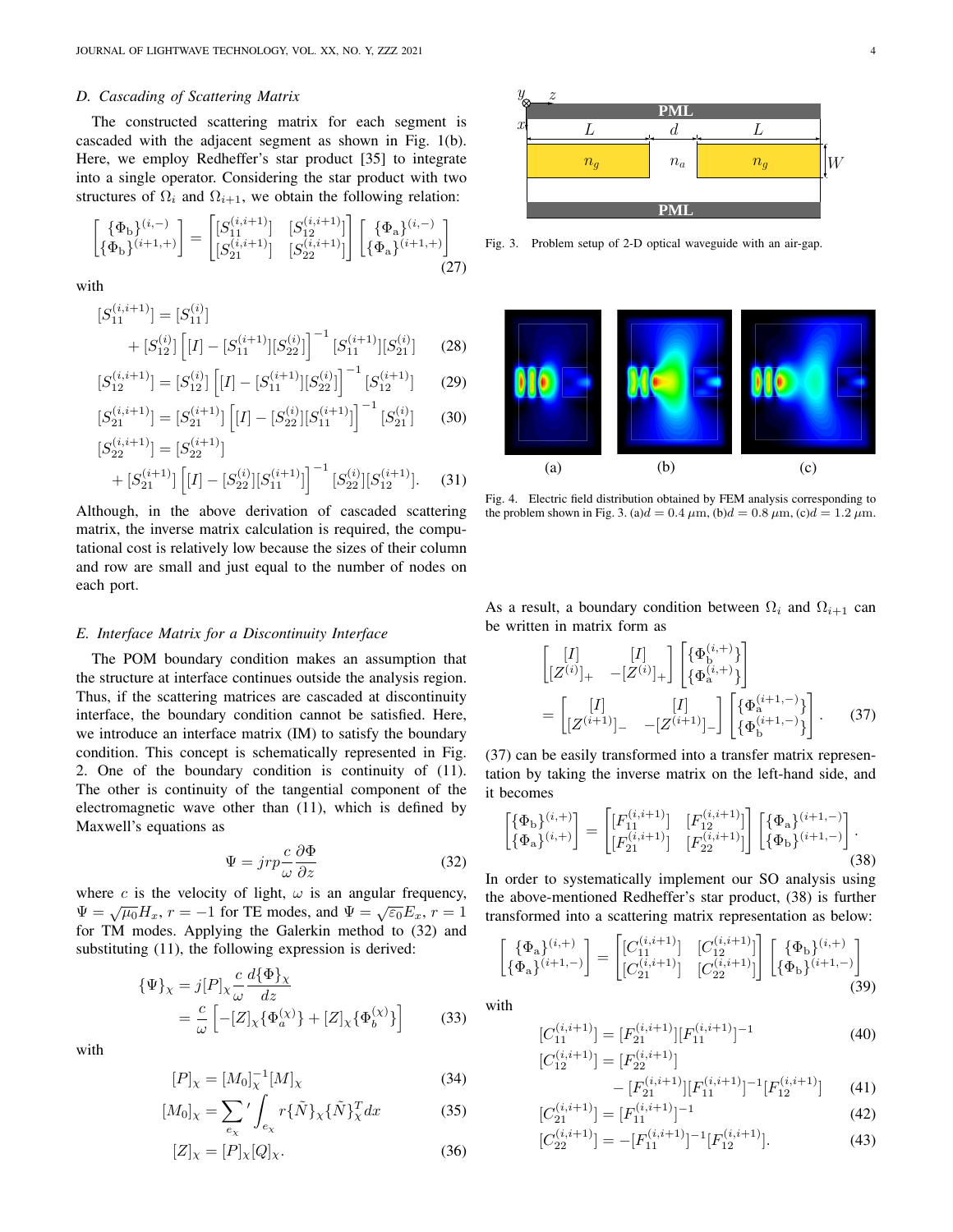### D. Cascading of Scattering Matrix

The constructed scattering matrix for each segment is cascaded with the adjacent segment as shown in Fig. 1(b). Here, we employ Redheffer's star product [35] to integrate into a single operator. Considering the star product with two structures of $\Omega_i$ and $\Omega_{i+1}$, we obtain the following relation:

$$\begin{bmatrix} \{\Phi_\mathrm{b}\}^{(i,-)} \\ \{\Phi_\mathrm{b}\}^{(i+1,+)} \end{bmatrix} = \begin{bmatrix} [S_{11}^{(i,i+1)}] & [S_{12}^{(i,i+1)}] \\ [S_{21}^{(i,i+1)}] & [S_{22}^{(i,i+1)}] \end{bmatrix} \begin{bmatrix} \{\Phi_\mathrm{a}\}^{(i,-)} \\ \{\Phi_\mathrm{a}\}^{(i+1,+)} \end{bmatrix} \tag{27}$$

with

$$[S_{11}^{(i,i+1)}] = [S_{11}^{(i)}] + [S_{12}^{(i)}]\left[[I] - [S_{11}^{(i+1)}][S_{22}^{(i)}]\right]^{-1}[S_{11}^{(i+1)}][S_{21}^{(i)}] \tag{28}$$

$$[S_{12}^{(i,i+1)}] = [S_{12}^{(i)}]\left[[I] - [S_{11}^{(i+1)}][S_{22}^{(i)}]\right]^{-1}[S_{12}^{(i+1)}] \tag{29}$$

$$[S_{21}^{(i,i+1)}] = [S_{21}^{(i+1)}]\left[[I] - [S_{22}^{(i)}][S_{11}^{(i+1)}]\right]^{-1}[S_{21}^{(i)}] \tag{30}$$

$$[S_{22}^{(i,i+1)}] = [S_{22}^{(i+1)}] + [S_{21}^{(i+1)}]\left[[I] - [S_{22}^{(i)}][S_{11}^{(i+1)}]\right]^{-1}[S_{22}^{(i)}][S_{12}^{(i+1)}]. \tag{31}$$

Although, in the above derivation of cascaded scattering matrix, the inverse matrix calculation is required, the computational cost is relatively low because the sizes of their column and row are small and just equal to the number of nodes on each port.

### E. Interface Matrix for a Discontinuity Interface

The POM boundary condition makes an assumption that the structure at interface continues outside the analysis region. Thus, if the scattering matrices are cascaded at discontinuity interface, the boundary condition cannot be satisfied. Here, we introduce an interface matrix (IM) to satisfy the boundary condition. This concept is schematically represented in Fig. 2. One of the boundary condition is continuity of (11). The other is continuity of the tangential component of the electromagnetic wave other than (11), which is defined by Maxwell's equations as

$$\Psi = jrp\frac{c}{\omega}\frac{\partial \Phi}{\partial z} \tag{32}$$

where $c$ is the velocity of light, $\omega$ is an angular frequency, $\Psi = \sqrt{\mu_0}H_x$, $r = -1$ for TE modes, and $\Psi = \sqrt{\varepsilon_0}E_x$, $r = 1$ for TM modes. Applying the Galerkin method to (32) and substituting (11), the following expression is derived:

$$\begin{aligned} \{\Psi\}_\chi &= j[P]_\chi \frac{c}{\omega}\frac{d\{\Phi\}_\chi}{dz} \\ &= \frac{c}{\omega}\left[-[Z]_\chi\{\Phi_a^{(\chi)}\} + [Z]_\chi\{\Phi_b^{(\chi)}\}\right] \end{aligned} \tag{33}$$

with

$$[P]_\chi = [M_0]_\chi^{-1}[M]_\chi \tag{34}$$

$$[M_0]_\chi = \sum_{e_\chi}{}' \int_{e_\chi} r\{\tilde{N}\}_\chi\{\tilde{N}\}_\chi^T dx \tag{35}$$

$$[Z]_\chi = [P]_\chi[Q]_\chi. \tag{36}$$

Fig. 3. Problem setup of 2-D optical waveguide with an air-gap.

Fig. 4. Electric field distribution obtained by FEM analysis corresponding to the problem shown in Fig. 3. (a)$d = 0.4$ $\mu$m, (b)$d = 0.8$ $\mu$m, (c)$d = 1.2$ $\mu$m.

As a result, a boundary condition between $\Omega_i$ and $\Omega_{i+1}$ can be written in matrix form as

$$\begin{bmatrix} [I] & [I] \\ [Z^{(i)}]_+ & -[Z^{(i)}]_+ \end{bmatrix} \begin{bmatrix} \{\Phi_\mathrm{b}^{(i,+)}\} \\ \{\Phi_\mathrm{a}^{(i,+)}\} \end{bmatrix} = \begin{bmatrix} [I] & [I] \\ [Z^{(i+1)}]_- & -[Z^{(i+1)}]_- \end{bmatrix} \begin{bmatrix} \{\Phi_\mathrm{a}^{(i+1,-)}\} \\ \{\Phi_\mathrm{b}^{(i+1,-)}\} \end{bmatrix}. \tag{37}$$

(37) can be easily transformed into a transfer matrix representation by taking the inverse matrix on the left-hand side, and it becomes

$$\begin{bmatrix} \{\Phi_\mathrm{b}\}^{(i,+)} \\ \{\Phi_\mathrm{a}\}^{(i,+)} \end{bmatrix} = \begin{bmatrix} [F_{11}^{(i,i+1)}] & [F_{12}^{(i,i+1)}] \\ [F_{21}^{(i,i+1)}] & [F_{22}^{(i,i+1)}] \end{bmatrix} \begin{bmatrix} \{\Phi_\mathrm{a}\}^{(i+1,-)} \\ \{\Phi_\mathrm{b}\}^{(i+1,-)} \end{bmatrix}. \tag{38}$$

In order to systematically implement our SO analysis using the above-mentioned Redheffer's star product, (38) is further transformed into a scattering matrix representation as below:

$$\begin{bmatrix} \{\Phi_\mathrm{a}\}^{(i,+)} \\ \{\Phi_\mathrm{a}\}^{(i+1,-)} \end{bmatrix} = \begin{bmatrix} [C_{11}^{(i,i+1)}] & [C_{12}^{(i,i+1)}] \\ [C_{21}^{(i,i+1)}] & [C_{22}^{(i,i+1)}] \end{bmatrix} \begin{bmatrix} \{\Phi_\mathrm{b}\}^{(i,+)} \\ \{\Phi_\mathrm{b}\}^{(i+1,-)} \end{bmatrix} \tag{39}$$

with

$$[C_{11}^{(i,i+1)}] = [F_{21}^{(i,i+1)}][F_{11}^{(i,i+1)}]^{-1} \tag{40}$$

$$[C_{12}^{(i,i+1)}] = [F_{22}^{(i,i+1)}] - [F_{21}^{(i,i+1)}][F_{11}^{(i,i+1)}]^{-1}[F_{12}^{(i,i+1)}] \tag{41}$$

$$[C_{21}^{(i,i+1)}] = [F_{11}^{(i,i+1)}]^{-1} \tag{42}$$

$$[C_{22}^{(i,i+1)}] = -[F_{11}^{(i,i+1)}]^{-1}[F_{12}^{(i,i+1)}]. \tag{43}$$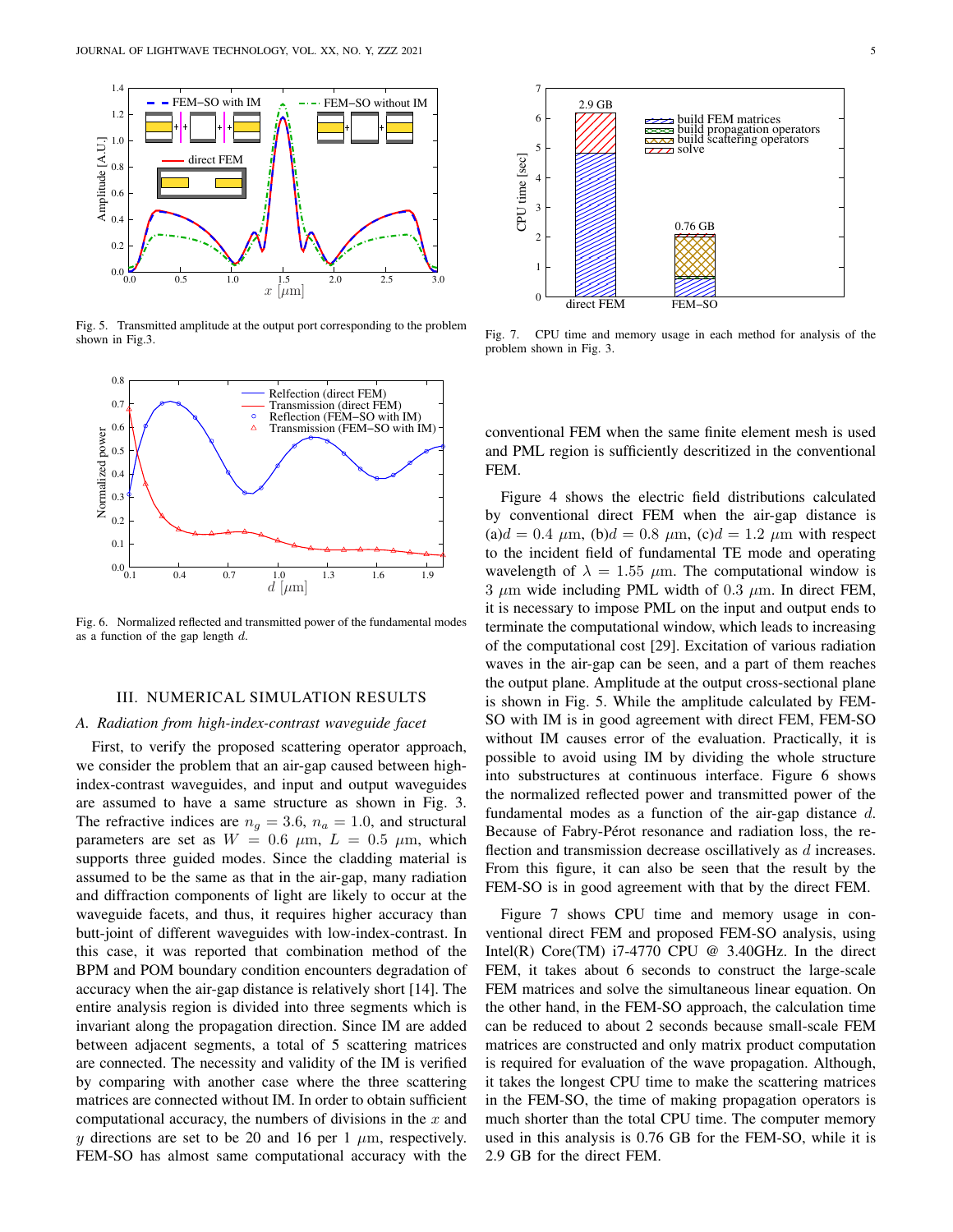Fig. 5. Transmitted amplitude at the output port corresponding to the problem shown in Fig.3.

Fig. 6. Normalized reflected and transmitted power of the fundamental modes as a function of the gap length $d$.

## III. NUMERICAL SIMULATION RESULTS

### *A. Radiation from high-index-contrast waveguide facet*

First, to verify the proposed scattering operator approach, we consider the problem that an air-gap caused between high-index-contrast waveguides, and input and output waveguides are assumed to have a same structure as shown in Fig. 3. The refractive indices are $n_g = 3.6$, $n_a = 1.0$, and structural parameters are set as $W = 0.6$ $\mu$m, $L = 0.5$ $\mu$m, which supports three guided modes. Since the cladding material is assumed to be the same as that in the air-gap, many radiation and diffraction components of light are likely to occur at the waveguide facets, and thus, it requires higher accuracy than butt-joint of different waveguides with low-index-contrast. In this case, it was reported that combination method of the BPM and POM boundary condition encounters degradation of accuracy when the air-gap distance is relatively short [14]. The entire analysis region is divided into three segments which is invariant along the propagation direction. Since IM are added between adjacent segments, a total of 5 scattering matrices are connected. The necessity and validity of the IM is verified by comparing with another case where the three scattering matrices are connected without IM. In order to obtain sufficient computational accuracy, the numbers of divisions in the $x$ and $y$ directions are set to be 20 and 16 per 1 $\mu$m, respectively. FEM-SO has almost same computational accuracy with the conventional FEM when the same finite element mesh is used and PML region is sufficiently descritized in the conventional FEM.

Fig. 7. CPU time and memory usage in each method for analysis of the problem shown in Fig. 3.

Figure 4 shows the electric field distributions calculated by conventional direct FEM when the air-gap distance is (a)$d = 0.4$ $\mu$m, (b)$d = 0.8$ $\mu$m, (c)$d = 1.2$ $\mu$m with respect to the incident field of fundamental TE mode and operating wavelength of $\lambda = 1.55$ $\mu$m. The computational window is 3 $\mu$m wide including PML width of 0.3 $\mu$m. In direct FEM, it is necessary to impose PML on the input and output ends to terminate the computational window, which leads to increasing of the computational cost [29]. Excitation of various radiation waves in the air-gap can be seen, and a part of them reaches the output plane. Amplitude at the output cross-sectional plane is shown in Fig. 5. While the amplitude calculated by FEM-SO with IM is in good agreement with direct FEM, FEM-SO without IM causes error of the evaluation. Practically, it is possible to avoid using IM by dividing the whole structure into substructures at continuous interface. Figure 6 shows the normalized reflected power and transmitted power of the fundamental modes as a function of the air-gap distance $d$. Because of Fabry-Pérot resonance and radiation loss, the reflection and transmission decrease oscillatively as $d$ increases. From this figure, it can also be seen that the result by the FEM-SO is in good agreement with that by the direct FEM.

Figure 7 shows CPU time and memory usage in conventional direct FEM and proposed FEM-SO analysis, using Intel(R) Core(TM) i7-4770 CPU @ 3.40GHz. In the direct FEM, it takes about 6 seconds to construct the large-scale FEM matrices and solve the simultaneous linear equation. On the other hand, in the FEM-SO approach, the calculation time can be reduced to about 2 seconds because small-scale FEM matrices are constructed and only matrix product computation is required for evaluation of the wave propagation. Although, it takes the longest CPU time to make the scattering matrices in the FEM-SO, the time of making propagation operators is much shorter than the total CPU time. The computer memory used in this analysis is 0.76 GB for the FEM-SO, while it is 2.9 GB for the direct FEM.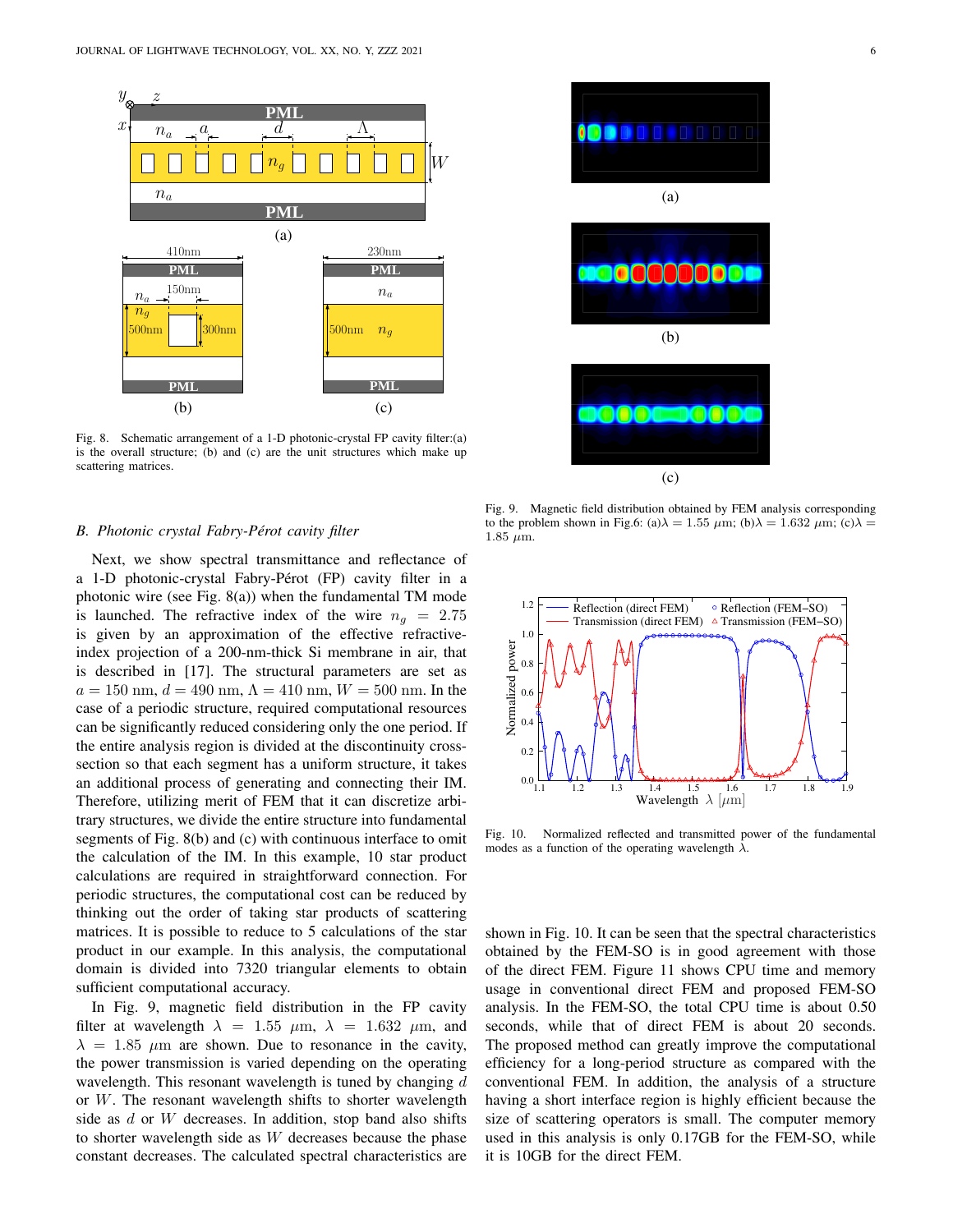Fig. 8. Schematic arrangement of a 1-D photonic-crystal FP cavity filter:(a) is the overall structure; (b) and (c) are the unit structures which make up scattering matrices.

Fig. 9. Magnetic field distribution obtained by FEM analysis corresponding to the problem shown in Fig.6: (a)$\lambda = 1.55$ $\mu$m; (b)$\lambda = 1.632$ $\mu$m; (c)$\lambda = 1.85$ $\mu$m.

### B. Photonic crystal Fabry-Pérot cavity filter

Next, we show spectral transmittance and reflectance of a 1-D photonic-crystal Fabry-Pérot (FP) cavity filter in a photonic wire (see Fig. 8(a)) when the fundamental TM mode is launched. The refractive index of the wire $n_g = 2.75$ is given by an approximation of the effective refractive-index projection of a 200-nm-thick Si membrane in air, that is described in [17]. The structural parameters are set as $a = 150$ nm, $d = 490$ nm, $\Lambda = 410$ nm, $W = 500$ nm. In the case of a periodic structure, required computational resources can be significantly reduced considering only the one period. If the entire analysis region is divided at the discontinuity cross-section so that each segment has a uniform structure, it takes an additional process of generating and connecting their IM. Therefore, utilizing merit of FEM that it can discretize arbitrary structures, we divide the entire structure into fundamental segments of Fig. 8(b) and (c) with continuous interface to omit the calculation of the IM. In this example, 10 star product calculations are required in straightforward connection. For periodic structures, the computational cost can be reduced by thinking out the order of taking star products of scattering matrices. It is possible to reduce to 5 calculations of the star product in our example. In this analysis, the computational domain is divided into 7320 triangular elements to obtain sufficient computational accuracy.

In Fig. 9, magnetic field distribution in the FP cavity filter at wavelength $\lambda = 1.55$ $\mu$m, $\lambda = 1.632$ $\mu$m, and $\lambda = 1.85$ $\mu$m are shown. Due to resonance in the cavity, the power transmission is varied depending on the operating wavelength. This resonant wavelength is tuned by changing $d$ or $W$. The resonant wavelength shifts to shorter wavelength side as $d$ or $W$ decreases. In addition, stop band also shifts to shorter wavelength side as $W$ decreases because the phase constant decreases. The calculated spectral characteristics are shown in Fig. 10. It can be seen that the spectral characteristics obtained by the FEM-SO is in good agreement with those of the direct FEM. Figure 11 shows CPU time and memory usage in conventional direct FEM and proposed FEM-SO analysis. In the FEM-SO, the total CPU time is about 0.50 seconds, while that of direct FEM is about 20 seconds. The proposed method can greatly improve the computational efficiency for a long-period structure as compared with the conventional FEM. In addition, the analysis of a structure having a short interface region is highly efficient because the size of scattering operators is small. The computer memory used in this analysis is only 0.17GB for the FEM-SO, while it is 10GB for the direct FEM.

Fig. 10. Normalized reflected and transmitted power of the fundamental modes as a function of the operating wavelength $\lambda$.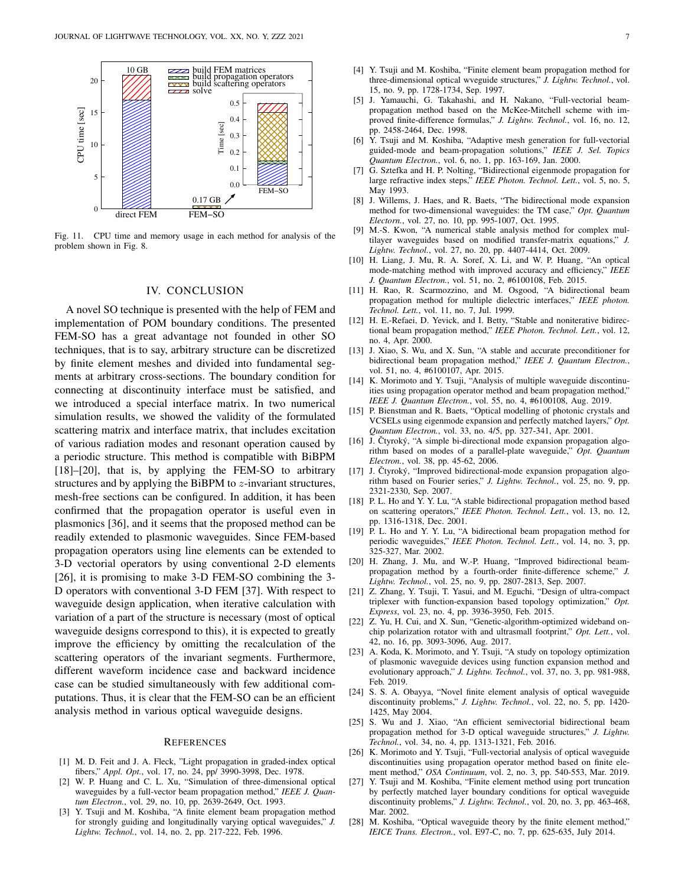Fig. 11. CPU time and memory usage in each method for analysis of the problem shown in Fig. 8.

## IV. Conclusion

A novel SO technique is presented with the help of FEM and implementation of POM boundary conditions. The presented FEM-SO has a great advantage not founded in other SO techniques, that is to say, arbitrary structure can be discretized by finite element meshes and divided into fundamental segments at arbitrary cross-sections. The boundary condition for connecting at discontinuity interface must be satisfied, and we introduced a special interface matrix. In two numerical simulation results, we showed the validity of the formulated scattering matrix and interface matrix, that includes excitation of various radiation modes and resonant operation caused by a periodic structure. This method is compatible with BiBPM [18]–[20], that is, by applying the FEM-SO to arbitrary structures and by applying the BiBPM to $z$-invariant structures, mesh-free sections can be configured. In addition, it has been confirmed that the propagation operator is useful even in plasmonics [36], and it seems that the proposed method can be readily extended to plasmonic waveguides. Since FEM-based propagation operators using line elements can be extended to 3-D vectorial operators by using conventional 2-D elements [26], it is promising to make 3-D FEM-SO combining the 3-D operators with conventional 3-D FEM [37]. With respect to waveguide design application, when iterative calculation with variation of a part of the structure is necessary (most of optical waveguide designs correspond to this), it is expected to greatly improve the efficiency by omitting the recalculation of the scattering operators of the invariant segments. Furthermore, different waveform incidence case and backward incidence case can be studied simultaneously with few additional computations. Thus, it is clear that the FEM-SO can be an efficient analysis method in various optical waveguide designs.

## References

[1] M. D. Feit and J. A. Fleck, "Light propagation in graded-index optical fibers," *Appl. Opt.*, vol. 17, no. 24, pp/ 3990-3998, Dec. 1978.

[2] W. P. Huang and C. L. Xu, "Simulation of three-dimensional optical waveguides by a full-vector beam propagation method," *IEEE J. Quantum Electron.*, vol. 29, no. 10, pp. 2639-2649, Oct. 1993.

[3] Y. Tsuji and M. Koshiba, "A finite element beam propagation method for strongly guiding and longitudinally varying optical waveguides," *J. Lightw. Technol.*, vol. 14, no. 2, pp. 217-222, Feb. 1996.

[4] Y. Tsuji and M. Koshiba, "Finite element beam propagation method for three-dimensional optical wveguide structures," *J. Lightw. Technol.*, vol. 15, no. 9, pp. 1728-1734, Sep. 1997.

[5] J. Yamauchi, G. Takahashi, and H. Nakano, "Full-vectorial beam-propagation method based on the McKee-Mitchell scheme with improved finite-difference formulas," *J. Lightw. Technol.*, vol. 16, no. 12, pp. 2458-2464, Dec. 1998.

[6] Y. Tsuji and M. Koshiba, "Adaptive mesh generation for full-vectorial guided-mode and beam-propagation solutions," *IEEE J. Sel. Topics Quantum Electron.*, vol. 6, no. 1, pp. 163-169, Jan. 2000.

[7] G. Sztefka and H. P. Nolting, "Bidirectional eigenmode propagation for large refractive index steps," *IEEE Photon. Technol. Lett.*, vol. 5, no. 5, May 1993.

[8] J. Willems, J. Haes, and R. Baets, "The bidirectional mode expansion method for two-dimensional waveguides: the TM case," *Opt. Quantum Electron.*, vol. 27, no. 10, pp. 995-1007, Oct. 1995.

[9] M.-S. Kwon, "A numerical stable analysis method for complex multilayer waveguides based on modified transfer-matrix equations," *J. Lightw. Technol.*, vol. 27, no. 20, pp. 4407-4414, Oct. 2009.

[10] H. Liang, J. Mu, R. A. Soref, X. Li, and W. P. Huang, "An optical mode-matching method with improved accuracy and efficiency," *IEEE J. Quantum Electron.*, vol. 51, no. 2, #6100108, Feb. 2015.

[11] H. Rao, R. Scarmozzino, and M. Osgood, "A bidirectional beam propagation method for multiple dielectric interfaces," *IEEE photon. Technol. Lett.*, vol. 11, no. 7, Jul. 1999.

[12] H. E.-Refaei, D. Yevick, and I. Betty, "Stable and noniterative bidirectional beam propagation method," *IEEE Photon. Technol. Lett.*, vol. 12, no. 4, Apr. 2000.

[13] J. Xiao, S. Wu, and X. Sun, "A stable and accurate preconditioner for bidirectional beam propagation method," *IEEE J. Quantum Electron.*, vol. 51, no. 4, #6100107, Apr. 2015.

[14] K. Morimoto and Y. Tsuji, "Analysis of multiple waveguide discontinuities using propagation operator method and beam propagation method," *IEEE J. Quantum Electron.*, vol. 55, no. 4, #6100108, Aug. 2019.

[15] P. Bienstman and R. Baets, "Optical modelling of photonic crystals and VCSELs using eigenmode expansion and perfectly matched layers," *Opt. Quantum Electron.*, vol. 33, no. 4/5, pp. 327-341, Apr. 2001.

[16] J. Čtyroký, "A simple bi-directional mode expansion propagation algorithm based on modes of a parallel-plate waveguide," *Opt. Quantum Electron.*, vol. 38, pp. 45-62, 2006.

[17] J. Čtyroký, "Improved bidirectional-mode expansion propagation algorithm based on Fourier series," *J. Lightw. Technol.*, vol. 25, no. 9, pp. 2321-2330, Sep. 2007.

[18] P. L. Ho and Y. Y. Lu, "A stable bidirectional propagation method based on scattering operators," *IEEE Photon. Technol. Lett.*, vol. 13, no. 12, pp. 1316-1318, Dec. 2001.

[19] P. L. Ho and Y. Y. Lu, "A bidirectional beam propagation method for periodic waveguides," *IEEE Photon. Technol. Lett.*, vol. 14, no. 3, pp. 325-327, Mar. 2002.

[20] H. Zhang, J. Mu, and W.-P. Huang, "Improved bidirectional beam-propagation method by a fourth-order finite-difference scheme," *J. Lightw. Technol.*, vol. 25, no. 9, pp. 2807-2813, Sep. 2007.

[21] Z. Zhang, Y. Tsuji, T. Yasui, and M. Eguchi, "Design of ultra-compact triplexer with function-expansion based topology optimization," *Opt. Express*, vol. 23, no. 4, pp. 3936-3950, Feb. 2015.

[22] Z. Yu, H. Cui, and X. Sun, "Genetic-algorithm-optimized wideband on-chip polarization rotator with and ultrasmall footprint," *Opt. Lett.*, vol. 42, no. 16, pp. 3093-3096, Aug. 2017.

[23] A. Koda, K. Morimoto, and Y. Tsuji, "A study on topology optimization of plasmonic waveguide devices using function expansion method and evolutionary approach," *J. Lightw. Technol.*, vol. 37, no. 3, pp. 981-988, Feb. 2019.

[24] S. S. A. Obayya, "Novel finite element analysis of optical waveguide discontinuity problems," *J. Lightw. Technol.*, vol. 22, no. 5, pp. 1420-1425, May 2004.

[25] S. Wu and J. Xiao, "An efficient semivectorial bidirectional beam propagation method for 3-D optical waveguide structures," *J. Lightw. Technol.*, vol. 34, no. 4, pp. 1313-1321, Feb. 2016.

[26] K. Morimoto and Y. Tsuji, "Full-vectorial analysis of optical waveguide discontinuities using propagation operator method based on finite element method," *OSA Continuum*, vol. 2, no. 3, pp. 540-553, Mar. 2019.

[27] Y. Tsuji and M. Koshiba, "Finite element method using port truncation by perfectly matched layer boundary conditions for optical waveguide discontinuity problems," *J. Lightw. Technol.*, vol. 20, no. 3, pp. 463-468, Mar. 2002.

[28] M. Koshiba, "Optical waveguide theory by the finite element method," *IEICE Trans. Electron.*, vol. E97-C, no. 7, pp. 625-635, July 2014.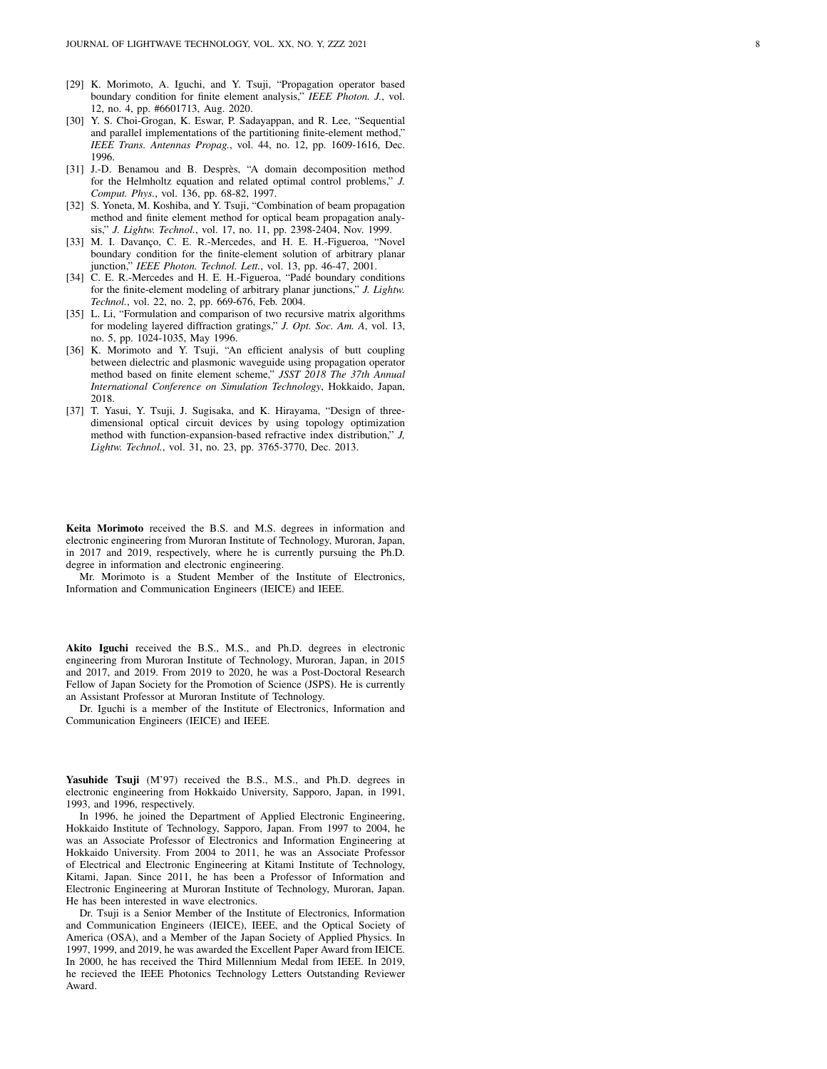[29] K. Morimoto, A. Iguchi, and Y. Tsuji, "Propagation operator based boundary condition for finite element analysis," *IEEE Photon. J.*, vol. 12, no. 4, pp. #6601713, Aug. 2020.

[30] Y. S. Choi-Grogan, K. Eswar, P. Sadayappan, and R. Lee, "Sequential and parallel implementations of the partitioning finite-element method," *IEEE Trans. Antennas Propag.*, vol. 44, no. 12, pp. 1609-1616, Dec. 1996.

[31] J.-D. Benamou and B. Desprès, "A domain decomposition method for the Helmholtz equation and related optimal control problems," *J. Comput. Phys.*, vol. 136, pp. 68-82, 1997.

[32] S. Yoneta, M. Koshiba, and Y. Tsuji, "Combination of beam propagation method and finite element method for optical beam propagation analysis," *J. Lightw. Technol.*, vol. 17, no. 11, pp. 2398-2404, Nov. 1999.

[33] M. I. Davanço, C. E. R.-Mercedes, and H. E. H.-Figueroa, "Novel boundary condition for the finite-element solution of arbitrary planar junction," *IEEE Photon. Technol. Lett.*, vol. 13, pp. 46-47, 2001.

[34] C. E. R.-Mercedes and H. E. H.-Figueroa, "Padé boundary conditions for the finite-element modeling of arbitrary planar junctions," *J. Lightw. Technol.*, vol. 22, no. 2, pp. 669-676, Feb. 2004.

[35] L. Li, "Formulation and comparison of two recursive matrix algorithms for modeling layered diffraction gratings," *J. Opt. Soc. Am. A*, vol. 13, no. 5, pp. 1024-1035, May 1996.

[36] K. Morimoto and Y. Tsuji, "An efficient analysis of butt coupling between dielectric and plasmonic waveguide using propagation operator method based on finite element scheme," *JSST 2018 The 37th Annual International Conference on Simulation Technology*, Hokkaido, Japan, 2018.

[37] T. Yasui, Y. Tsuji, J. Sugisaka, and K. Hirayama, "Design of three-dimensional optical circuit devices by using topology optimization method with function-expansion-based refractive index distribution," *J, Lightw. Technol.*, vol. 31, no. 23, pp. 3765-3770, Dec. 2013.

**Keita Morimoto** received the B.S. and M.S. degrees in information and electronic engineering from Muroran Institute of Technology, Muroran, Japan, in 2017 and 2019, respectively, where he is currently pursuing the Ph.D. degree in information and electronic engineering.

Mr. Morimoto is a Student Member of the Institute of Electronics, Information and Communication Engineers (IEICE) and IEEE.

**Akito Iguchi** received the B.S., M.S., and Ph.D. degrees in electronic engineering from Muroran Institute of Technology, Muroran, Japan, in 2015 and 2017, and 2019. From 2019 to 2020, he was a Post-Doctoral Research Fellow of Japan Society for the Promotion of Science (JSPS). He is currently an Assistant Professor at Muroran Institute of Technology.

Dr. Iguchi is a member of the Institute of Electronics, Information and Communication Engineers (IEICE) and IEEE.

**Yasuhide Tsuji** (M'97) received the B.S., M.S., and Ph.D. degrees in electronic engineering from Hokkaido University, Sapporo, Japan, in 1991, 1993, and 1996, respectively.

In 1996, he joined the Department of Applied Electronic Engineering, Hokkaido Institute of Technology, Sapporo, Japan. From 1997 to 2004, he was an Associate Professor of Electronics and Information Engineering at Hokkaido University. From 2004 to 2011, he was an Associate Professor of Electrical and Electronic Engineering at Kitami Institute of Technology, Kitami, Japan. Since 2011, he has been a Professor of Information and Electronic Engineering at Muroran Institute of Technology, Muroran, Japan. He has been interested in wave electronics.

Dr. Tsuji is a Senior Member of the Institute of Electronics, Information and Communication Engineers (IEICE), IEEE, and the Optical Society of America (OSA), and a Member of the Japan Society of Applied Physics. In 1997, 1999, and 2019, he was awarded the Excellent Paper Award from IEICE. In 2000, he has received the Third Millennium Medal from IEEE. In 2019, he recieved the IEEE Photonics Technology Letters Outstanding Reviewer Award.